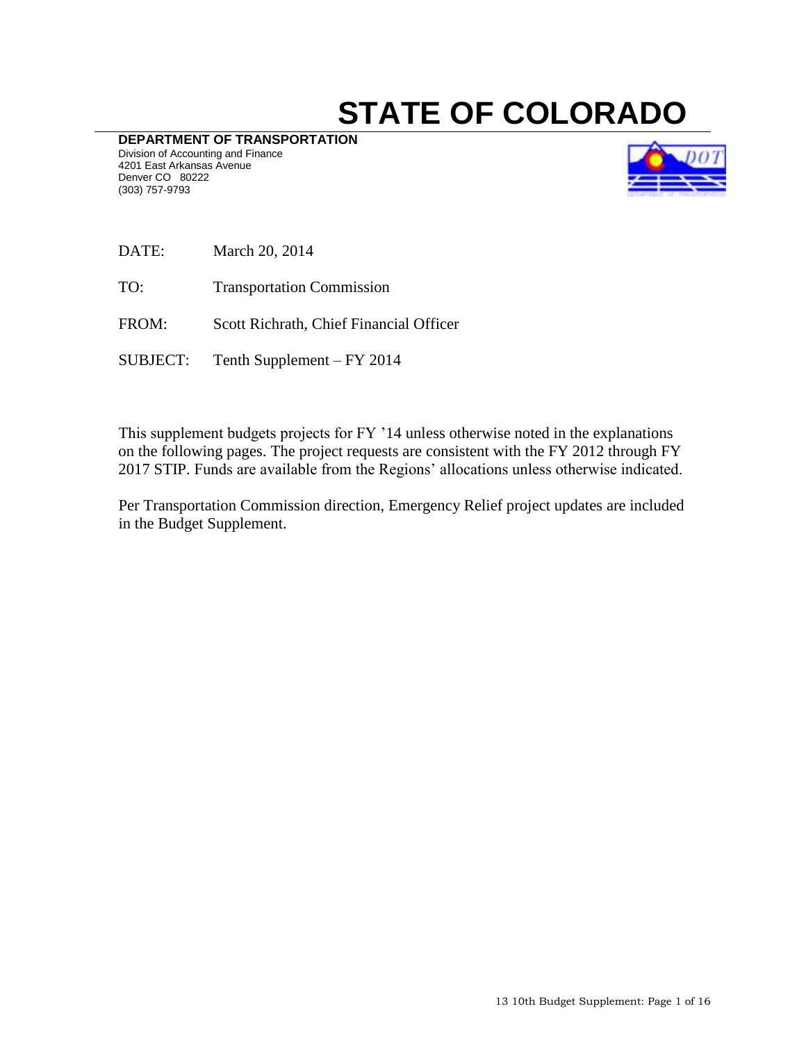# STATE OF COLORADO

**DEPARTMENT OF TRANSPORTATION**
Division of Accounting and Finance
4201 East Arkansas Avenue
Denver CO 80222
(303) 757-9793

DATE: March 20, 2014

TO: Transportation Commission

FROM: Scott Richrath, Chief Financial Officer

SUBJECT: Tenth Supplement – FY 2014

This supplement budgets projects for FY '14 unless otherwise noted in the explanations on the following pages. The project requests are consistent with the FY 2012 through FY 2017 STIP. Funds are available from the Regions' allocations unless otherwise indicated.

Per Transportation Commission direction, Emergency Relief project updates are included in the Budget Supplement.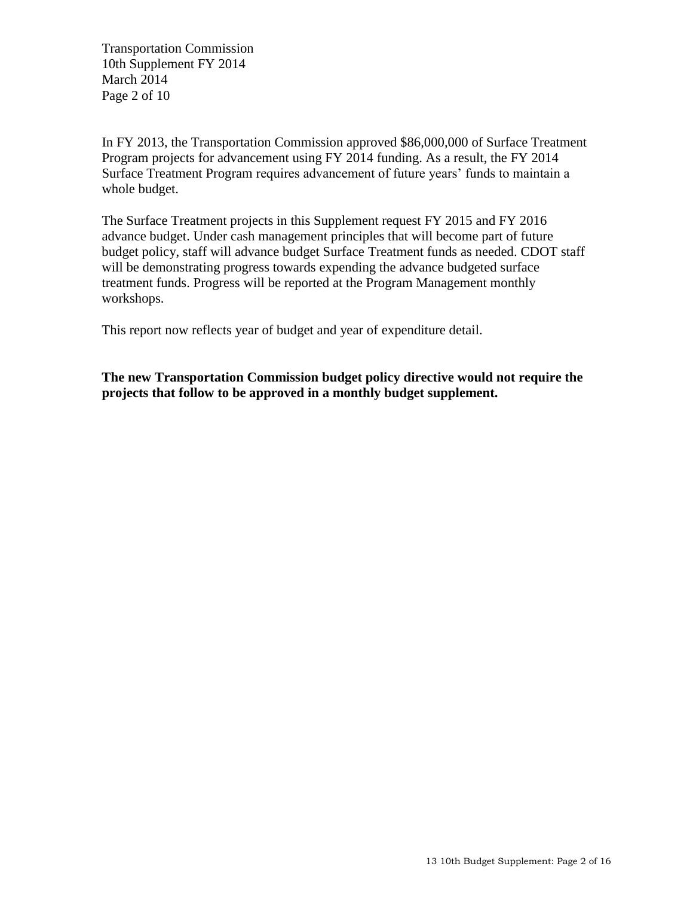In FY 2013, the Transportation Commission approved $86,000,000 of Surface Treatment Program projects for advancement using FY 2014 funding. As a result, the FY 2014 Surface Treatment Program requires advancement of future years' funds to maintain a whole budget.

The Surface Treatment projects in this Supplement request FY 2015 and FY 2016 advance budget. Under cash management principles that will become part of future budget policy, staff will advance budget Surface Treatment funds as needed. CDOT staff will be demonstrating progress towards expending the advance budgeted surface treatment funds. Progress will be reported at the Program Management monthly workshops.

This report now reflects year of budget and year of expenditure detail.

**The new Transportation Commission budget policy directive would not require the projects that follow to be approved in a monthly budget supplement.**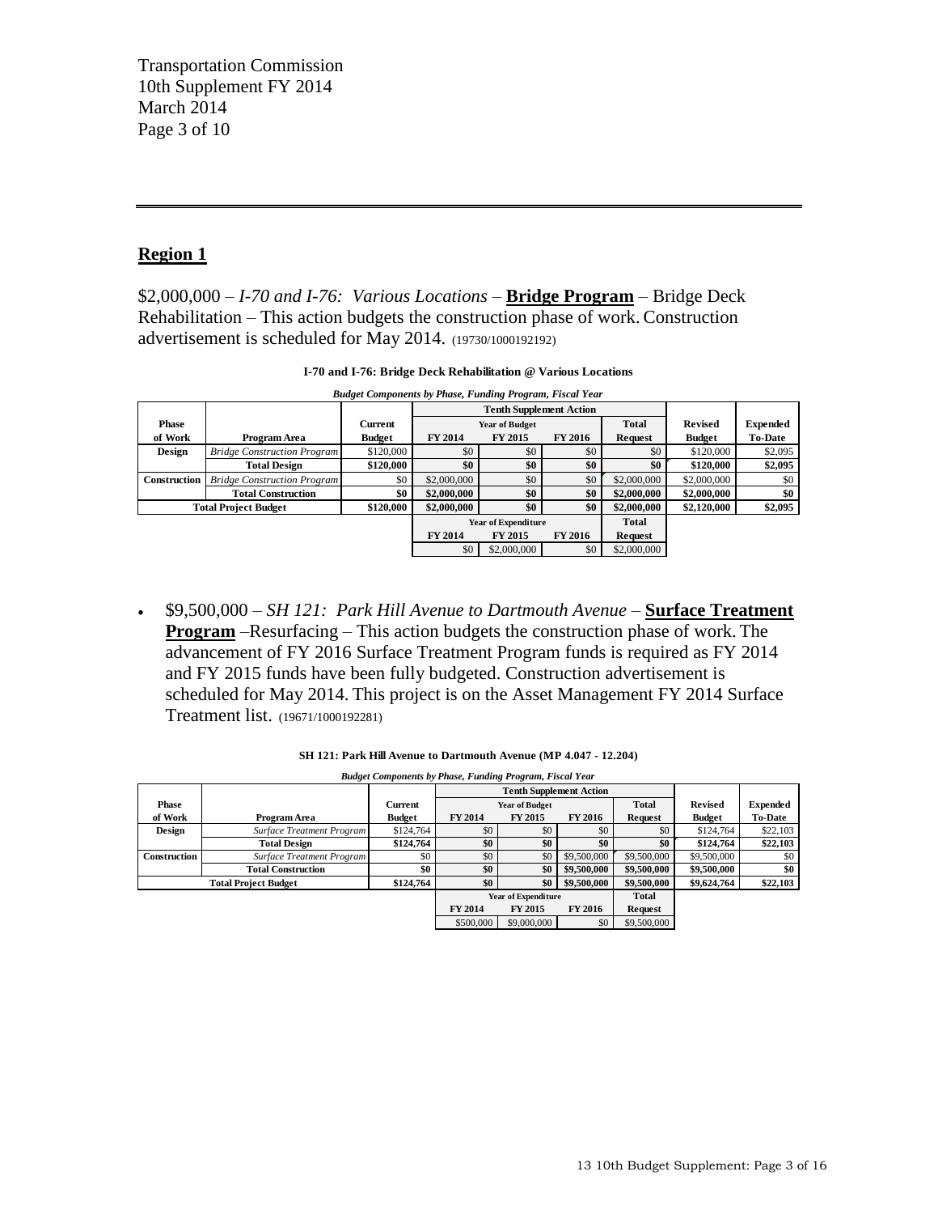Transportation Commission
10th Supplement FY 2014
March 2014

## Region 1

$2,000,000 – *I-70 and I-76: Various Locations* – **Bridge Program** – Bridge Deck Rehabilitation – This action budgets the construction phase of work. Construction advertisement is scheduled for May 2014. (19730/1000192192)

**I-70 and I-76: Bridge Deck Rehabilitation @ Various Locations**

*Budget Components by Phase, Funding Program, Fiscal Year*

| Phase of Work | Program Area | Current Budget | Tenth Supplement Action | | | | Revised Budget | Expended To-Date |
|---|---|---|---|---|---|---|---|---|
| | | | Year of Budget | | | Total | | |
| | | | FY 2014 | FY 2015 | FY 2016 | Request | | |
| Design | *Bridge Construction Program* | $120,000 | $0 | $0 | $0 | $0 | $120,000 | $2,095 |
| | **Total Design** | **$120,000** | **$0** | **$0** | **$0** | **$0** | **$120,000** | **$2,095** |
| Construction | *Bridge Construction Program* | $0 | $2,000,000 | $0 | $0 | $2,000,000 | $2,000,000 | $0 |
| | **Total Construction** | **$0** | **$2,000,000** | **$0** | **$0** | **$2,000,000** | **$2,000,000** | **$0** |
| **Total Project Budget** | | **$120,000** | **$2,000,000** | **$0** | **$0** | **$2,000,000** | **$2,120,000** | **$2,095** |
| | | | Year of Expenditure | | | Total | | |
| | | | FY 2014 | FY 2015 | FY 2016 | Request | | |
| | | | $0 | $2,000,000 | $0 | $2,000,000 | | |

- $9,500,000 – *SH 121: Park Hill Avenue to Dartmouth Avenue* – **Surface Treatment Program** –Resurfacing – This action budgets the construction phase of work. The advancement of FY 2016 Surface Treatment Program funds is required as FY 2014 and FY 2015 funds have been fully budgeted. Construction advertisement is scheduled for May 2014. This project is on the Asset Management FY 2014 Surface Treatment list. (19671/1000192281)

**SH 121: Park Hill Avenue to Dartmouth Avenue (MP 4.047 - 12.204)**

*Budget Components by Phase, Funding Program, Fiscal Year*

| Phase of Work | Program Area | Current Budget | Tenth Supplement Action | | | | Revised Budget | Expended To-Date |
|---|---|---|---|---|---|---|---|---|
| | | | Year of Budget | | | Total | | |
| | | | FY 2014 | FY 2015 | FY 2016 | Request | | |
| Design | *Surface Treatment Program* | $124,764 | $0 | $0 | $0 | $0 | $124,764 | $22,103 |
| | **Total Design** | **$124,764** | **$0** | **$0** | **$0** | **$0** | **$124,764** | **$22,103** |
| Construction | *Surface Treatment Program* | $0 | $0 | $0 | $9,500,000 | $9,500,000 | $9,500,000 | $0 |
| | **Total Construction** | **$0** | **$0** | **$0** | **$9,500,000** | **$9,500,000** | **$9,500,000** | **$0** |
| **Total Project Budget** | | **$124,764** | **$0** | **$0** | **$9,500,000** | **$9,500,000** | **$9,624,764** | **$22,103** |
| | | | Year of Expenditure | | | Total | | |
| | | | FY 2014 | FY 2015 | FY 2016 | Request | | |
| | | | $500,000 | $9,000,000 | $0 | $9,500,000 | | |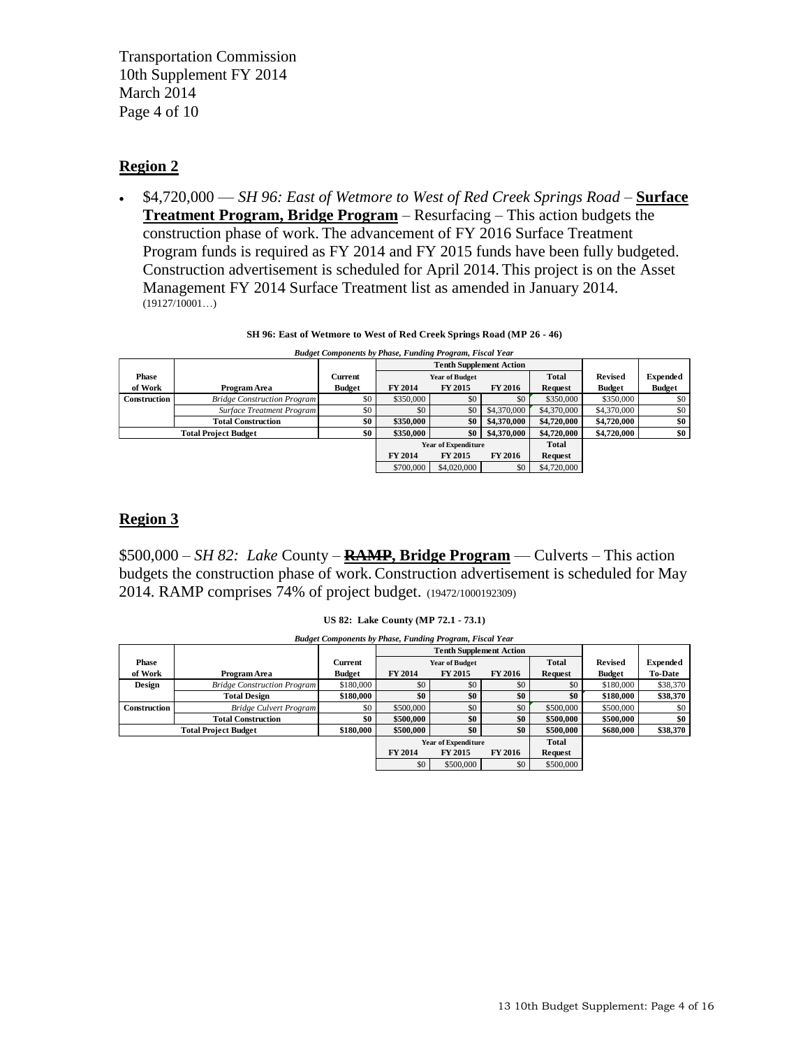## Region 2

- \$4,720,000 — *SH 96: East of Wetmore to West of Red Creek Springs Road* – **Surface Treatment Program, Bridge Program** – Resurfacing – This action budgets the construction phase of work. The advancement of FY 2016 Surface Treatment Program funds is required as FY 2014 and FY 2015 funds have been fully budgeted. Construction advertisement is scheduled for April 2014. This project is on the Asset Management FY 2014 Surface Treatment list as amended in January 2014. (19127/10001…)

**SH 96: East of Wetmore to West of Red Creek Springs Road (MP 26 - 46)**

*Budget Components by Phase, Funding Program, Fiscal Year*

| Phase of Work | Program Area | Current Budget | Tenth Supplement Action – Year of Budget FY 2014 | FY 2015 | FY 2016 | Total Request | Revised Budget | Expended Budget |
|---|---|---|---|---|---|---|---|---|
| **Construction** | *Bridge Construction Program* | \$0 | \$350,000 | \$0 | \$0 | \$350,000 | \$350,000 | \$0 |
| | *Surface Treatment Program* | \$0 | \$0 | \$0 | \$4,370,000 | \$4,370,000 | \$4,370,000 | \$0 |
| | **Total Construction** | **\$0** | **\$350,000** | **\$0** | **\$4,370,000** | **\$4,720,000** | **\$4,720,000** | **\$0** |
| **Total Project Budget** | | **\$0** | **\$350,000** | **\$0** | **\$4,370,000** | **\$4,720,000** | **\$4,720,000** | **\$0** |

| Year of Expenditure FY 2014 | FY 2015 | FY 2016 | Total Request |
|---|---|---|---|
| \$700,000 | \$4,020,000 | \$0 | \$4,720,000 |

## Region 3

\$500,000 – *SH 82: Lake* County – **~~RAMP~~, Bridge Program** — Culverts – This action budgets the construction phase of work. Construction advertisement is scheduled for May 2014. RAMP comprises 74% of project budget. (19472/1000192309)

**US 82: Lake County (MP 72.1 - 73.1)**

*Budget Components by Phase, Funding Program, Fiscal Year*

| Phase of Work | Program Area | Current Budget | Tenth Supplement Action – Year of Budget FY 2014 | FY 2015 | FY 2016 | Total Request | Revised Budget | Expended To-Date |
|---|---|---|---|---|---|---|---|---|
| **Design** | *Bridge Construction Program* | \$180,000 | \$0 | \$0 | \$0 | \$0 | \$180,000 | \$38,370 |
| | **Total Design** | **\$180,000** | **\$0** | **\$0** | **\$0** | **\$0** | **\$180,000** | **\$38,370** |
| **Construction** | *Bridge Culvert Program* | \$0 | \$500,000 | \$0 | \$0 | \$500,000 | \$500,000 | \$0 |
| | **Total Construction** | **\$0** | **\$500,000** | **\$0** | **\$0** | **\$500,000** | **\$500,000** | **\$0** |
| **Total Project Budget** | | **\$180,000** | **\$500,000** | **\$0** | **\$0** | **\$500,000** | **\$680,000** | **\$38,370** |

| Year of Expenditure FY 2014 | FY 2015 | FY 2016 | Total Request |
|---|---|---|---|
| \$0 | \$500,000 | \$0 | \$500,000 |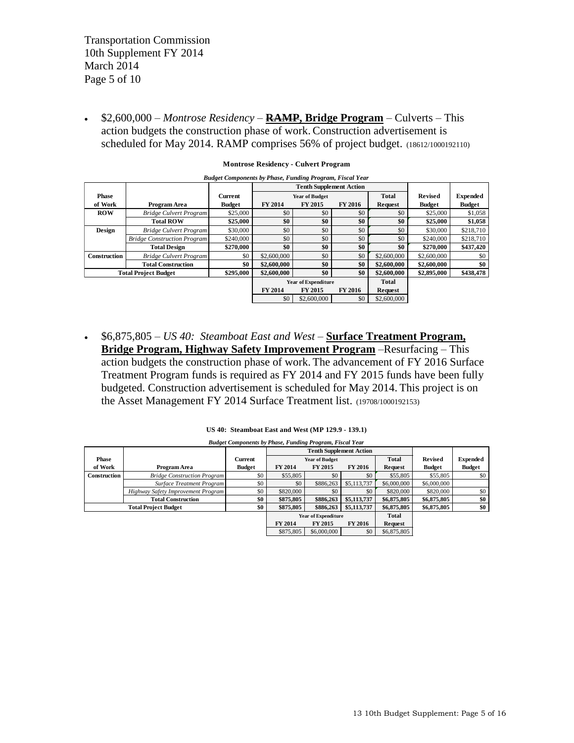Transportation Commission
10th Supplement FY 2014
March 2014
Page 5 of 10

- \$2,600,000 – *Montrose Residency* – **~~RAMP~~, Bridge Program** – Culverts – This action budgets the construction phase of work. Construction advertisement is scheduled for May 2014. RAMP comprises 56% of project budget. (18612/1000192110)

**Montrose Residency - Culvert Program**

*Budget Components by Phase, Funding Program, Fiscal Year*

| Phase of Work | Program Area | Current Budget | Tenth Supplement Action: Year of Budget FY 2014 | FY 2015 | FY 2016 | Total Request | Revised Budget | Expended Budget |
|---|---|---|---|---|---|---|---|---|
| ROW | *Bridge Culvert Program* | \$25,000 | \$0 | \$0 | \$0 | \$0 | \$25,000 | \$1,058 |
| | **Total ROW** | **\$25,000** | **\$0** | **\$0** | **\$0** | **\$0** | **\$25,000** | **\$1,058** |
| Design | *Bridge Culvert Program* | \$30,000 | \$0 | \$0 | \$0 | \$0 | \$30,000 | \$218,710 |
| | *Bridge Construction Program* | \$240,000 | \$0 | \$0 | \$0 | \$0 | \$240,000 | \$218,710 |
| | **Total Design** | **\$270,000** | **\$0** | **\$0** | **\$0** | **\$0** | **\$270,000** | **\$437,420** |
| Construction | *Bridge Culvert Program* | \$0 | \$2,600,000 | \$0 | \$0 | \$2,600,000 | \$2,600,000 | \$0 |
| | **Total Construction** | **\$0** | **\$2,600,000** | **\$0** | **\$0** | **\$2,600,000** | **\$2,600,000** | **\$0** |
| **Total Project Budget** | | **\$295,000** | **\$2,600,000** | **\$0** | **\$0** | **\$2,600,000** | **\$2,895,000** | **\$438,478** |
| | | | **Year of Expenditure: FY 2014** | **FY 2015** | **FY 2016** | **Total Request** | | |
| | | | \$0 | \$2,600,000 | \$0 | \$2,600,000 | | |

- \$6,875,805 – *US 40: Steamboat East and West* – **Surface Treatment Program, Bridge Program, Highway Safety Improvement Program** –Resurfacing – This action budgets the construction phase of work. The advancement of FY 2016 Surface Treatment Program funds is required as FY 2014 and FY 2015 funds have been fully budgeted. Construction advertisement is scheduled for May 2014. This project is on the Asset Management FY 2014 Surface Treatment list. (19708/1000192153)

**US 40: Steamboat East and West (MP 129.9 - 139.1)**

*Budget Components by Phase, Funding Program, Fiscal Year*

| Phase of Work | Program Area | Current Budget | Tenth Supplement Action: Year of Budget FY 2014 | FY 2015 | FY 2016 | Total Request | Revised Budget | Expended Budget |
|---|---|---|---|---|---|---|---|---|
| Construction | *Bridge Construction Program* | \$0 | \$55,805 | \$0 | \$0 | \$55,805 | \$55,805 | \$0 |
| | *Surface Treatment Program* | \$0 | \$0 | \$886,263 | \$5,113,737 | \$6,000,000 | \$6,000,000 | |
| | *Highway Safety Improvement Program* | \$0 | \$820,000 | \$0 | \$0 | \$820,000 | \$820,000 | \$0 |
| | **Total Construction** | **\$0** | **\$875,805** | **\$886,263** | **\$5,113,737** | **\$6,875,805** | **\$6,875,805** | **\$0** |
| **Total Project Budget** | | **\$0** | **\$875,805** | **\$886,263** | **\$5,113,737** | **\$6,875,805** | **\$6,875,805** | **\$0** |
| | | | **Year of Expenditure: FY 2014** | **FY 2015** | **FY 2016** | **Total Request** | | |
| | | | \$875,805 | \$6,000,000 | \$0 | \$6,875,805 | | |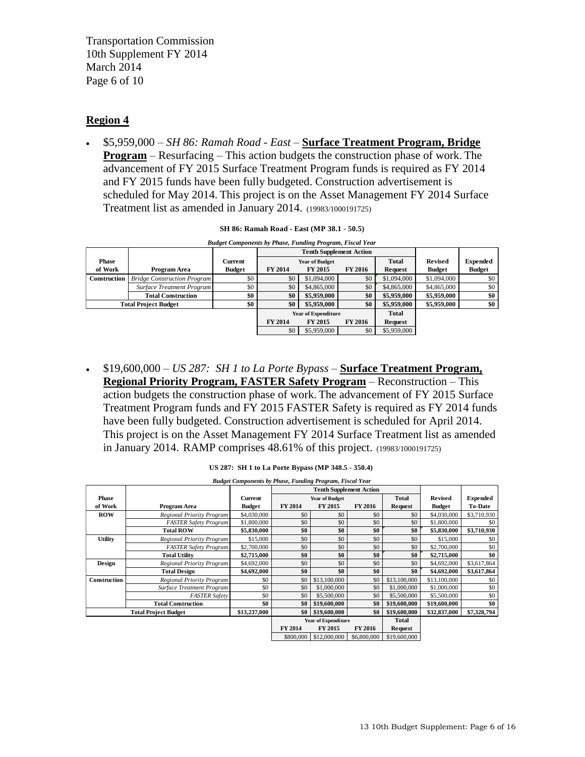## Region 4

- \$5,959,000 – *SH 86: Ramah Road - East* – **Surface Treatment Program, Bridge Program** – Resurfacing – This action budgets the construction phase of work. The advancement of FY 2015 Surface Treatment Program funds is required as FY 2014 and FY 2015 funds have been fully budgeted. Construction advertisement is scheduled for May 2014. This project is on the Asset Management FY 2014 Surface Treatment list as amended in January 2014. (19983/1000191725)

**SH 86: Ramah Road - East (MP 38.1 - 50.5)**

*Budget Components by Phase, Funding Program, Fiscal Year*

| Phase of Work | Program Area | Current Budget | Tenth Supplement Action – Year of Budget FY 2014 | FY 2015 | FY 2016 | Total Request | Revised Budget | Expended Budget |
|---|---|---|---|---|---|---|---|---|
| Construction | *Bridge Construction Program* | \$0 | \$0 | \$1,094,000 | \$0 | \$1,094,000 | \$1,094,000 | \$0 |
| | *Surface Treatment Program* | \$0 | \$0 | \$4,865,000 | \$0 | \$4,865,000 | \$4,865,000 | \$0 |
| | **Total Construction** | **\$0** | **\$0** | **\$5,959,000** | **\$0** | **\$5,959,000** | **\$5,959,000** | **\$0** |
| **Total Project Budget** | | **\$0** | **\$0** | **\$5,959,000** | **\$0** | **\$5,959,000** | **\$5,959,000** | **\$0** |
| | | | **Year of Expenditure FY 2014** | **FY 2015** | **FY 2016** | **Total Request** | | |
| | | | \$0 | \$5,959,000 | \$0 | \$5,959,000 | | |

- \$19,600,000 – *US 287: SH 1 to La Porte Bypass* – **Surface Treatment Program, Regional Priority Program, FASTER Safety Program** – Reconstruction – This action budgets the construction phase of work. The advancement of FY 2015 Surface Treatment Program funds and FY 2015 FASTER Safety is required as FY 2014 funds have been fully budgeted. Construction advertisement is scheduled for April 2014. This project is on the Asset Management FY 2014 Surface Treatment list as amended in January 2014. RAMP comprises 48.61% of this project. (19983/1000191725)

**US 287: SH 1 to La Porte Bypass (MP 348.5 - 350.4)**

*Budget Components by Phase, Funding Program, Fiscal Year*

| Phase of Work | Program Area | Current Budget | Tenth Supplement Action – Year of Budget FY 2014 | FY 2015 | FY 2016 | Total Request | Revised Budget | Expended To-Date |
|---|---|---|---|---|---|---|---|---|
| **ROW** | *Regional Priority Program* | \$4,030,000 | \$0 | \$0 | \$0 | \$0 | \$4,030,000 | \$3,710,930 |
| | *FASTER Safety Program* | \$1,800,000 | \$0 | \$0 | \$0 | \$0 | \$1,800,000 | \$0 |
| | **Total ROW** | **\$5,830,000** | **\$0** | **\$0** | **\$0** | **\$0** | **\$5,830,000** | **\$3,710,930** |
| **Utility** | *Regional Priority Program* | \$15,000 | \$0 | \$0 | \$0 | \$0 | \$15,000 | \$0 |
| | *FASTER Safety Program* | \$2,700,000 | \$0 | \$0 | \$0 | \$0 | \$2,700,000 | \$0 |
| | **Total Utility** | **\$2,715,000** | **\$0** | **\$0** | **\$0** | **\$0** | **\$2,715,000** | **\$0** |
| **Design** | *Regional Priority Program* | \$4,692,000 | \$0 | \$0 | \$0 | \$0 | \$4,692,000 | \$3,617,864 |
| | **Total Design** | **\$4,692,000** | **\$0** | **\$0** | **\$0** | **\$0** | **\$4,692,000** | **\$3,617,864** |
| **Construction** | *Regional Priority Program* | \$0 | \$0 | \$13,100,000 | \$0 | \$13,100,000 | \$13,100,000 | \$0 |
| | *Surface Treatment Program* | \$0 | \$0 | \$1,000,000 | \$0 | \$1,000,000 | \$1,000,000 | \$0 |
| | *FASTER Safety* | \$0 | \$0 | \$5,500,000 | \$0 | \$5,500,000 | \$5,500,000 | \$0 |
| | **Total Construction** | **\$0** | **\$0** | **\$19,600,000** | **\$0** | **\$19,600,000** | **\$19,600,000** | **\$0** |
| **Total Project Budget** | | **\$13,237,000** | **\$0** | **\$19,600,000** | **\$0** | **\$19,600,000** | **\$32,837,000** | **\$7,328,794** |
| | | | **Year of Expenditure FY 2014** | **FY 2015** | **FY 2016** | **Total Request** | | |
| | | | \$800,000 | \$12,000,000 | \$6,800,000 | \$19,600,000 | | |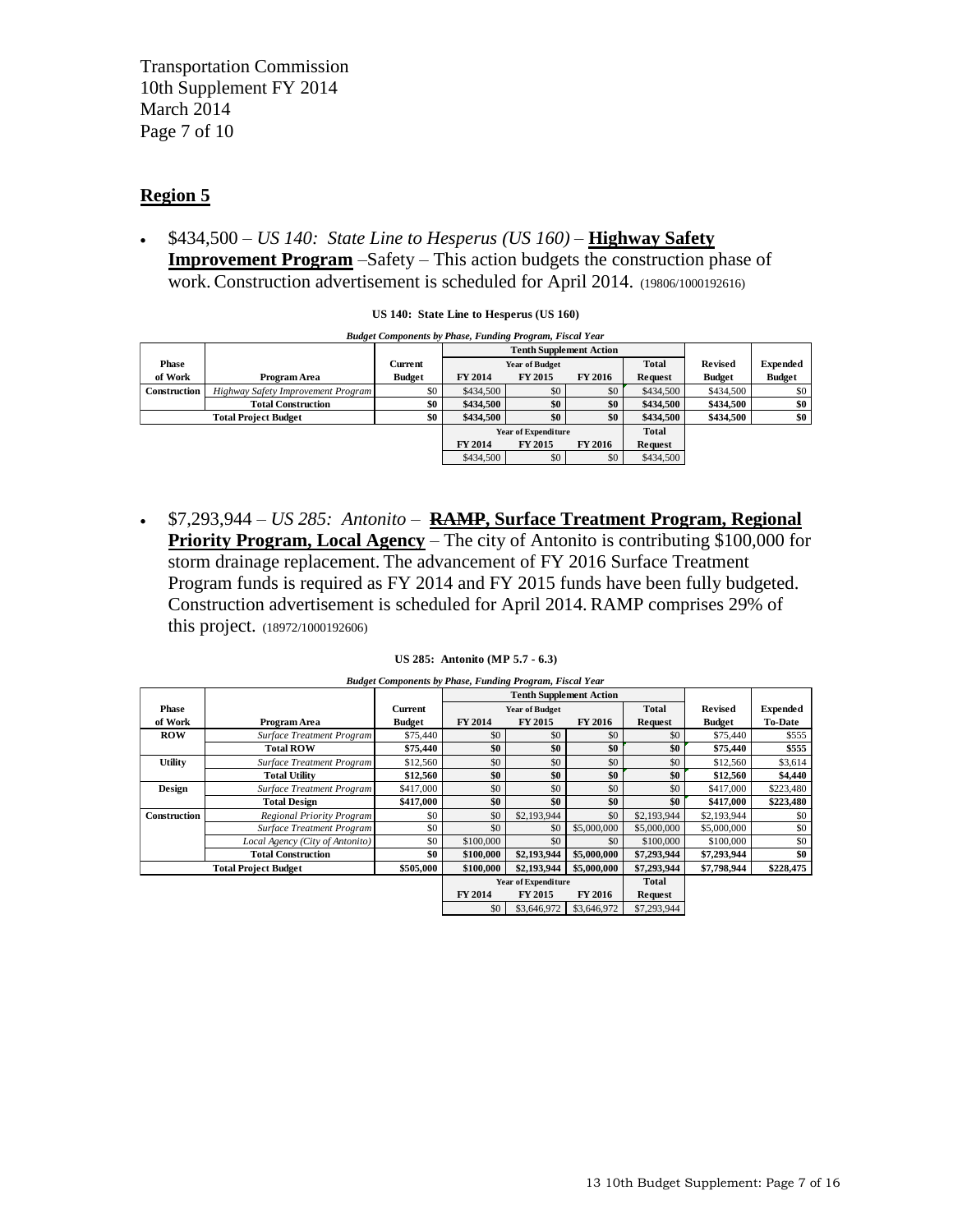Transportation Commission
10th Supplement FY 2014
March 2014
Page 7 of 10

## Region 5

- $434,500 – *US 140: State Line to Hesperus (US 160)* – **Highway Safety Improvement Program** –Safety – This action budgets the construction phase of work. Construction advertisement is scheduled for April 2014. (19806/1000192616)

**US 140: State Line to Hesperus (US 160)**

***Budget Components by Phase, Funding Program, Fiscal Year***

| Phase of Work | Program Area | Current Budget | Tenth Supplement Action | | | | Revised Budget | Expended Budget |
|---|---|---|---|---|---|---|---|---|
| | | | Year of Budget | | | Total Request | | |
| | | | FY 2014 | FY 2015 | FY 2016 | | | |
| Construction | *Highway Safety Improvement Program* | $0 | $434,500 | $0 | $0 | $434,500 | $434,500 | $0 |
| | **Total Construction** | **$0** | **$434,500** | **$0** | **$0** | **$434,500** | **$434,500** | **$0** |
| **Total Project Budget** | | **$0** | **$434,500** | **$0** | **$0** | **$434,500** | **$434,500** | **$0** |
| | | | Year of Expenditure | | | Total Request | | |
| | | | FY 2014 | FY 2015 | FY 2016 | | | |
| | | | $434,500 | $0 | $0 | $434,500 | | |

- $7,293,944 – *US 285: Antonito* – **~~RAMP~~, Surface Treatment Program, Regional Priority Program, Local Agency** – The city of Antonito is contributing $100,000 for storm drainage replacement. The advancement of FY 2016 Surface Treatment Program funds is required as FY 2014 and FY 2015 funds have been fully budgeted. Construction advertisement is scheduled for April 2014. RAMP comprises 29% of this project. (18972/1000192606)

**US 285: Antonito (MP 5.7 - 6.3)**

***Budget Components by Phase, Funding Program, Fiscal Year***

| Phase of Work | Program Area | Current Budget | Tenth Supplement Action | | | | Revised Budget | Expended To-Date |
|---|---|---|---|---|---|---|---|---|
| | | | Year of Budget | | | Total Request | | |
| | | | FY 2014 | FY 2015 | FY 2016 | | | |
| ROW | *Surface Treatment Program* | $75,440 | $0 | $0 | $0 | $0 | $75,440 | $555 |
| | **Total ROW** | **$75,440** | **$0** | **$0** | **$0** | **$0** | **$75,440** | **$555** |
| Utility | *Surface Treatment Program* | $12,560 | $0 | $0 | $0 | $0 | $12,560 | $3,614 |
| | **Total Utility** | **$12,560** | **$0** | **$0** | **$0** | **$0** | **$12,560** | **$4,440** |
| Design | *Surface Treatment Program* | $417,000 | $0 | $0 | $0 | $0 | $417,000 | $223,480 |
| | **Total Design** | **$417,000** | **$0** | **$0** | **$0** | **$0** | **$417,000** | **$223,480** |
| Construction | *Regional Priority Program* | $0 | $0 | $2,193,944 | $0 | $2,193,944 | $2,193,944 | $0 |
| | *Surface Treatment Program* | $0 | $0 | $0 | $5,000,000 | $5,000,000 | $5,000,000 | $0 |
| | *Local Agency (City of Antonito)* | $0 | $100,000 | $0 | $0 | $100,000 | $100,000 | $0 |
| | **Total Construction** | **$0** | **$100,000** | **$2,193,944** | **$5,000,000** | **$7,293,944** | **$7,293,944** | **$0** |
| **Total Project Budget** | | **$505,000** | **$100,000** | **$2,193,944** | **$5,000,000** | **$7,293,944** | **$7,798,944** | **$228,475** |
| | | | Year of Expenditure | | | Total Request | | |
| | | | FY 2014 | FY 2015 | FY 2016 | | | |
| | | | $0 | $3,646,972 | $3,646,972 | $7,293,944 | | |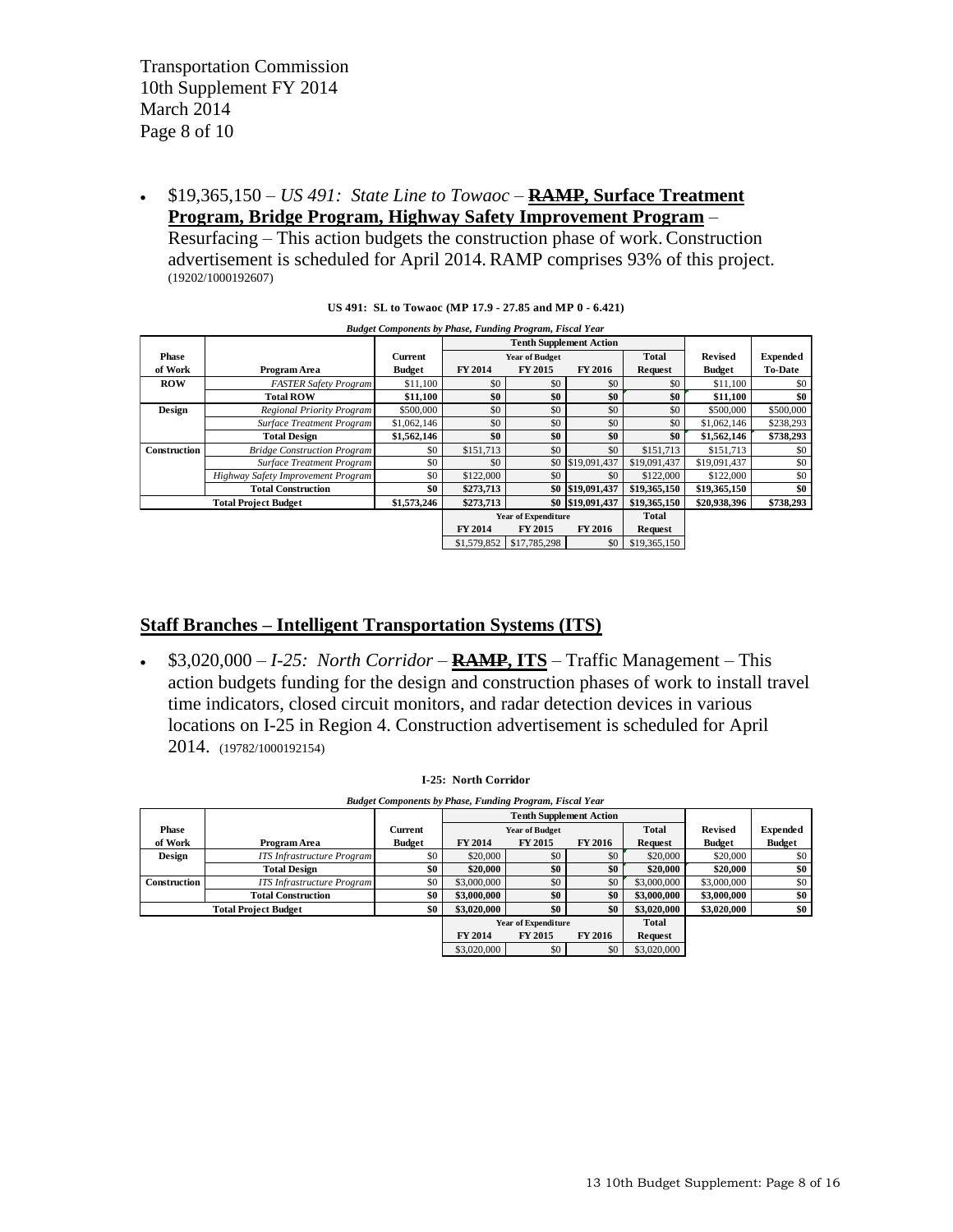- $19,365,150 – *US 491: State Line to Towaoc* – **~~RAMP~~, Surface Treatment Program, Bridge Program, Highway Safety Improvement Program** – Resurfacing – This action budgets the construction phase of work. Construction advertisement is scheduled for April 2014. RAMP comprises 93% of this project. (19202/1000192607)

**US 491: SL to Towaoc (MP 17.9 - 27.85 and MP 0 - 6.421)**

*Budget Components by Phase, Funding Program, Fiscal Year*

| Phase of Work | Program Area | Current Budget | Tenth Supplement Action | | | | Revised Budget | Expended To-Date |
|---|---|---|---|---|---|---|---|---|
| | | | Year of Budget | | | Total | | |
| | | | FY 2014 | FY 2015 | FY 2016 | Request | | |
| **ROW** | *FASTER Safety Program* | $11,100 | $0 | $0 | $0 | $0 | $11,100 | $0 |
| | **Total ROW** | **$11,100** | **$0** | **$0** | **$0** | **$0** | **$11,100** | **$0** |
| **Design** | *Regional Priority Program* | $500,000 | $0 | $0 | $0 | $0 | $500,000 | $500,000 |
| | *Surface Treatment Program* | $1,062,146 | $0 | $0 | $0 | $0 | $1,062,146 | $238,293 |
| | **Total Design** | **$1,562,146** | **$0** | **$0** | **$0** | **$0** | **$1,562,146** | **$738,293** |
| **Construction** | *Bridge Construction Program* | $0 | $151,713 | $0 | $0 | $151,713 | $151,713 | $0 |
| | *Surface Treatment Program* | $0 | $0 | $0 | $19,091,437 | $19,091,437 | $19,091,437 | $0 |
| | *Highway Safety Improvement Program* | $0 | $122,000 | $0 | $0 | $122,000 | $122,000 | $0 |
| | **Total Construction** | **$0** | **$273,713** | **$0** | **$19,091,437** | **$19,365,150** | **$19,365,150** | **$0** |
| **Total Project Budget** | | **$1,573,246** | **$273,713** | **$0** | **$19,091,437** | **$19,365,150** | **$20,938,396** | **$738,293** |
| | | | Year of Expenditure | | | Total | | |
| | | | FY 2014 | FY 2015 | FY 2016 | Request | | |
| | | | $1,579,852 | $17,785,298 | $0 | $19,365,150 | | |

## Staff Branches – Intelligent Transportation Systems (ITS)

- $3,020,000 – *I-25: North Corridor* – **~~RAMP~~, ITS** – Traffic Management – This action budgets funding for the design and construction phases of work to install travel time indicators, closed circuit monitors, and radar detection devices in various locations on I-25 in Region 4. Construction advertisement is scheduled for April 2014. (19782/1000192154)

**I-25: North Corridor**

*Budget Components by Phase, Funding Program, Fiscal Year*

| Phase of Work | Program Area | Current Budget | Tenth Supplement Action | | | | Revised Budget | Expended Budget |
|---|---|---|---|---|---|---|---|---|
| | | | Year of Budget | | | Total | | |
| | | | FY 2014 | FY 2015 | FY 2016 | Request | | |
| **Design** | *ITS Infrastructure Program* | $0 | $20,000 | $0 | $0 | $20,000 | $20,000 | $0 |
| | **Total Design** | **$0** | **$20,000** | **$0** | **$0** | **$20,000** | **$20,000** | **$0** |
| **Construction** | *ITS Infrastructure Program* | $0 | $3,000,000 | $0 | $0 | $3,000,000 | $3,000,000 | $0 |
| | **Total Construction** | **$0** | **$3,000,000** | **$0** | **$0** | **$3,000,000** | **$3,000,000** | **$0** |
| **Total Project Budget** | | **$0** | **$3,020,000** | **$0** | **$0** | **$3,020,000** | **$3,020,000** | **$0** |
| | | | Year of Expenditure | | | Total | | |
| | | | FY 2014 | FY 2015 | FY 2016 | Request | | |
| | | | $3,020,000 | $0 | $0 | $3,020,000 | | |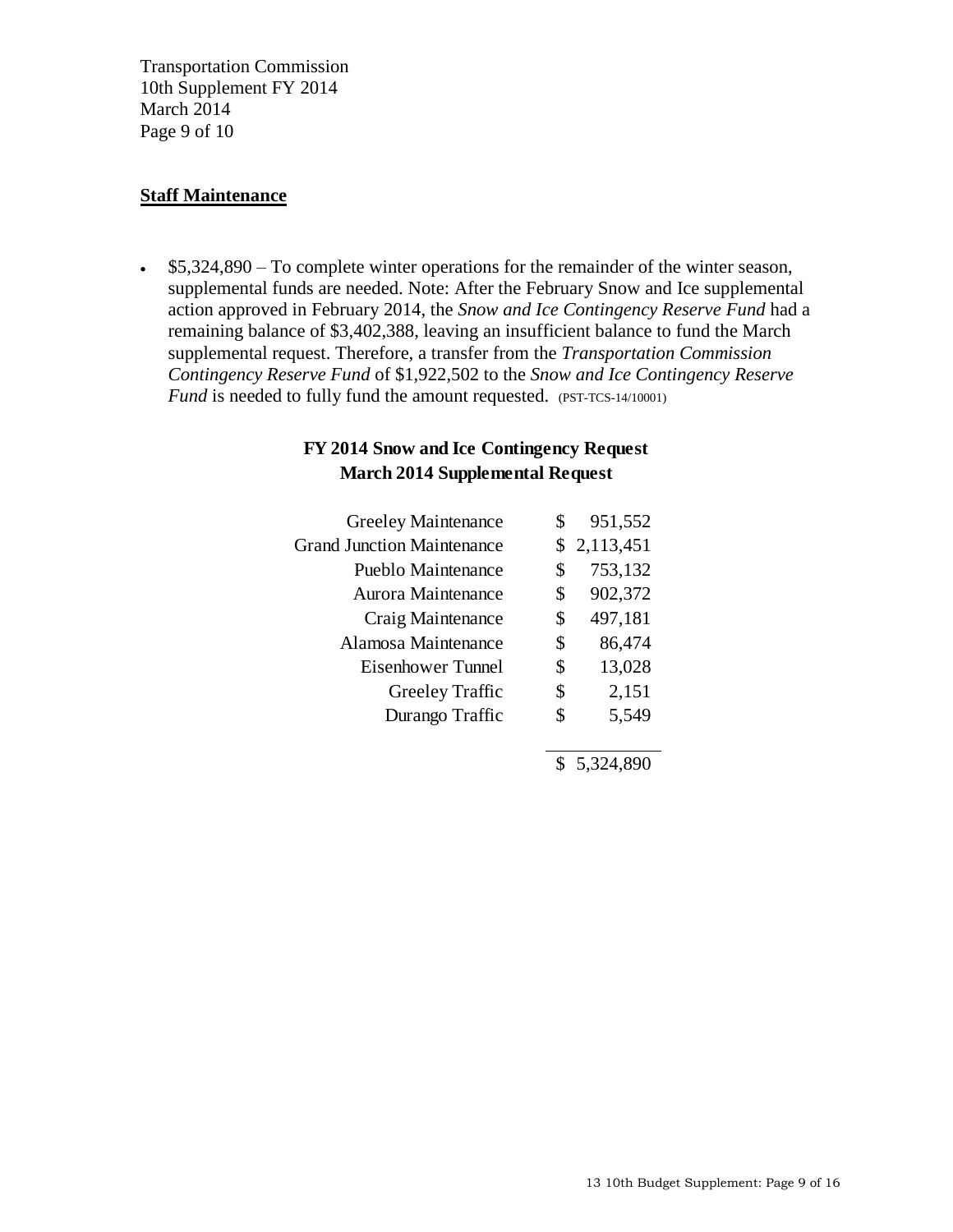**Staff Maintenance**

- $5,324,890 – To complete winter operations for the remainder of the winter season, supplemental funds are needed. Note: After the February Snow and Ice supplemental action approved in February 2014, the *Snow and Ice Contingency Reserve Fund* had a remaining balance of $3,402,388, leaving an insufficient balance to fund the March supplemental request. Therefore, a transfer from the *Transportation Commission Contingency Reserve Fund* of $1,922,502 to the *Snow and Ice Contingency Reserve Fund* is needed to fully fund the amount requested. (PST-TCS-14/10001)

**FY 2014 Snow and Ice Contingency Request**
**March 2014 Supplemental Request**

| | |
|---|---|
| Greeley Maintenance | $ 951,552 |
| Grand Junction Maintenance | $ 2,113,451 |
| Pueblo Maintenance | $ 753,132 |
| Aurora Maintenance | $ 902,372 |
| Craig Maintenance | $ 497,181 |
| Alamosa Maintenance | $ 86,474 |
| Eisenhower Tunnel | $ 13,028 |
| Greeley Traffic | $ 2,151 |
| Durango Traffic | $ 5,549 |
| | $ 5,324,890 |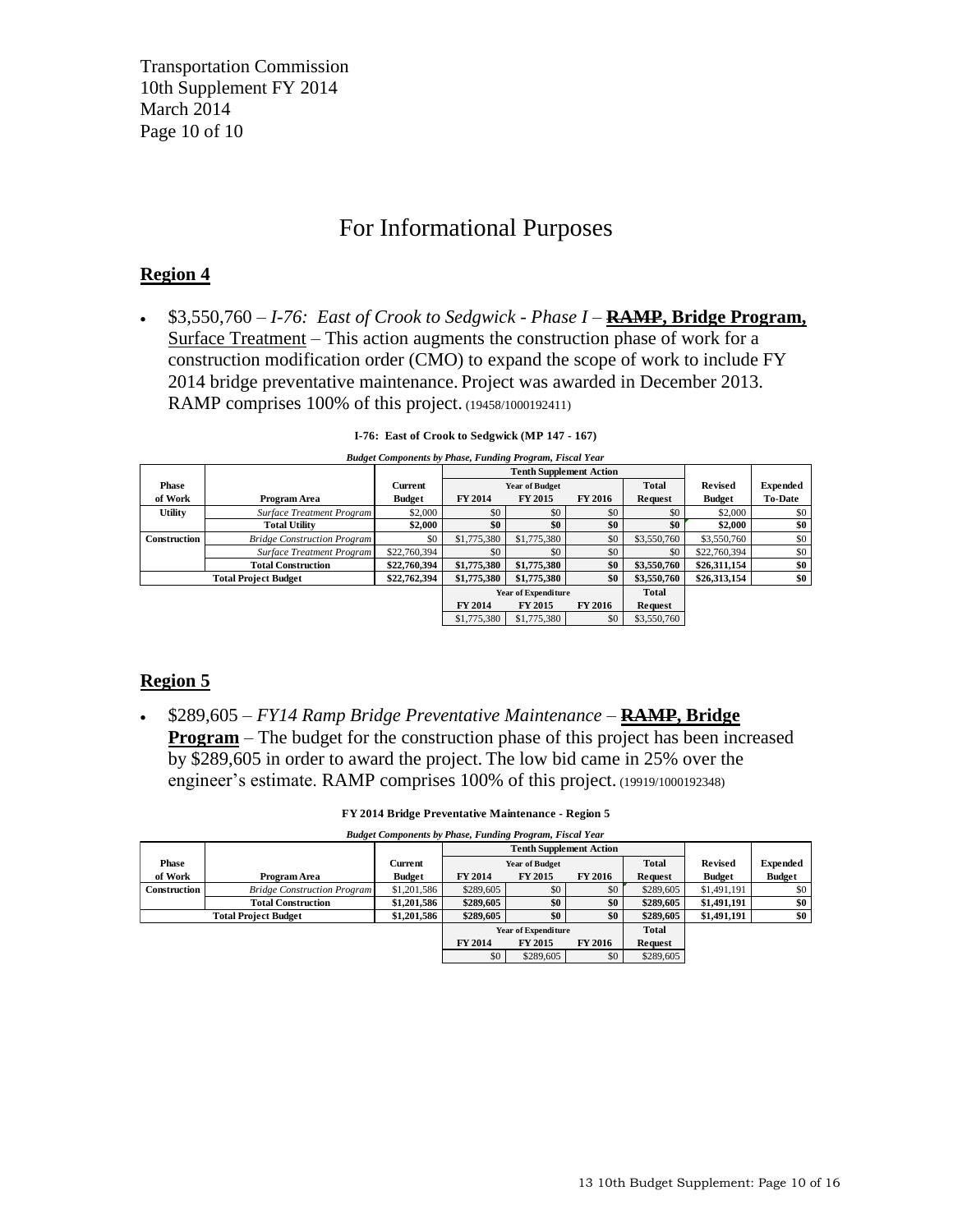# For Informational Purposes

## Region 4

- $3,550,760 – *I-76: East of Crook to Sedgwick - Phase I* – **~~RAMP~~, Bridge Program,** Surface Treatment – This action augments the construction phase of work for a construction modification order (CMO) to expand the scope of work to include FY 2014 bridge preventative maintenance. Project was awarded in December 2013. RAMP comprises 100% of this project. (19458/1000192411)

**I-76: East of Crook to Sedgwick (MP 147 - 167)**

*Budget Components by Phase, Funding Program, Fiscal Year*

| Phase of Work | Program Area | Current Budget | Tenth Supplement Action: Year of Budget FY 2014 | FY 2015 | FY 2016 | Total Request | Revised Budget | Expended To-Date |
|---|---|---|---|---|---|---|---|---|
| Utility | *Surface Treatment Program* | $2,000 | $0 | $0 | $0 | $0 | $2,000 | $0 |
| | **Total Utility** | **$2,000** | **$0** | **$0** | **$0** | **$0** | **$2,000** | **$0** |
| Construction | *Bridge Construction Program* | $0 | $1,775,380 | $1,775,380 | $0 | $3,550,760 | $3,550,760 | $0 |
| | *Surface Treatment Program* | $22,760,394 | $0 | $0 | $0 | $0 | $22,760,394 | $0 |
| | **Total Construction** | **$22,760,394** | **$1,775,380** | **$1,775,380** | **$0** | **$3,550,760** | **$26,311,154** | **$0** |
| **Total Project Budget** | | **$22,762,394** | **$1,775,380** | **$1,775,380** | **$0** | **$3,550,760** | **$26,313,154** | **$0** |
| | | | **Year of Expenditure FY 2014** | **FY 2015** | **FY 2016** | **Total Request** | | |
| | | | $1,775,380 | $1,775,380 | $0 | $3,550,760 | | |

## Region 5

- $289,605 – *FY14 Ramp Bridge Preventative Maintenance* – **~~RAMP~~, Bridge Program** – The budget for the construction phase of this project has been increased by $289,605 in order to award the project. The low bid came in 25% over the engineer's estimate. RAMP comprises 100% of this project. (19919/1000192348)

**FY 2014 Bridge Preventative Maintenance - Region 5**

*Budget Components by Phase, Funding Program, Fiscal Year*

| Phase of Work | Program Area | Current Budget | Tenth Supplement Action: Year of Budget FY 2014 | FY 2015 | FY 2016 | Total Request | Revised Budget | Expended Budget |
|---|---|---|---|---|---|---|---|---|
| Construction | *Bridge Construction Program* | $1,201,586 | $289,605 | $0 | $0 | $289,605 | $1,491,191 | $0 |
| | **Total Construction** | **$1,201,586** | **$289,605** | **$0** | **$0** | **$289,605** | **$1,491,191** | **$0** |
| **Total Project Budget** | | **$1,201,586** | **$289,605** | **$0** | **$0** | **$289,605** | **$1,491,191** | **$0** |
| | | | **Year of Expenditure FY 2014** | **FY 2015** | **FY 2016** | **Total Request** | | |
| | | | $0 | $289,605 | $0 | $289,605 | | |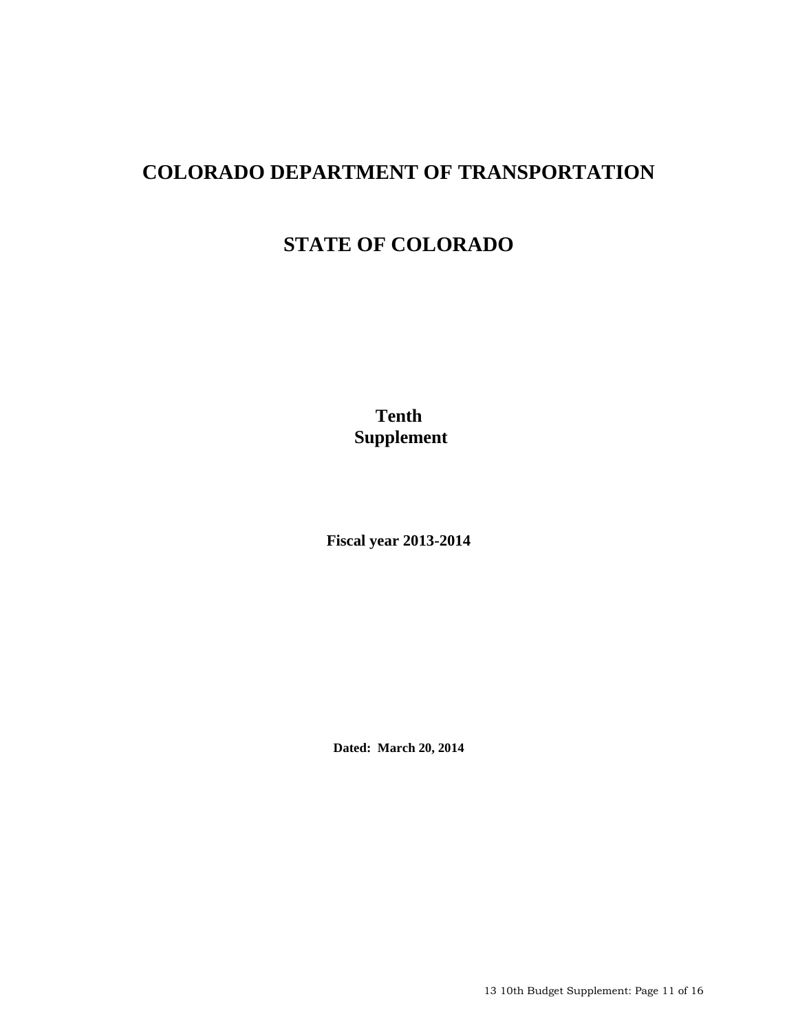# COLORADO DEPARTMENT OF TRANSPORTATION

# STATE OF COLORADO

**Tenth**
**Supplement**

**Fiscal year 2013-2014**

**Dated: March 20, 2014**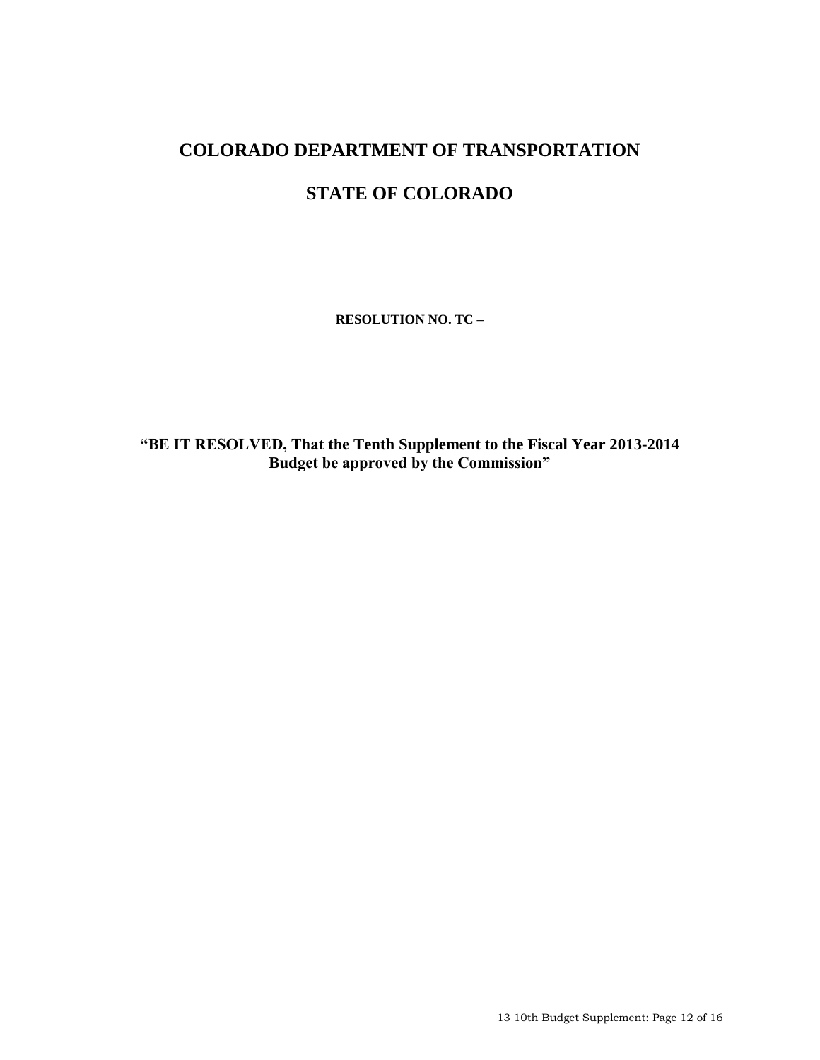# COLORADO DEPARTMENT OF TRANSPORTATION

# STATE OF COLORADO

**RESOLUTION NO. TC –**

**"BE IT RESOLVED, That the Tenth Supplement to the Fiscal Year 2013-2014 Budget be approved by the Commission"**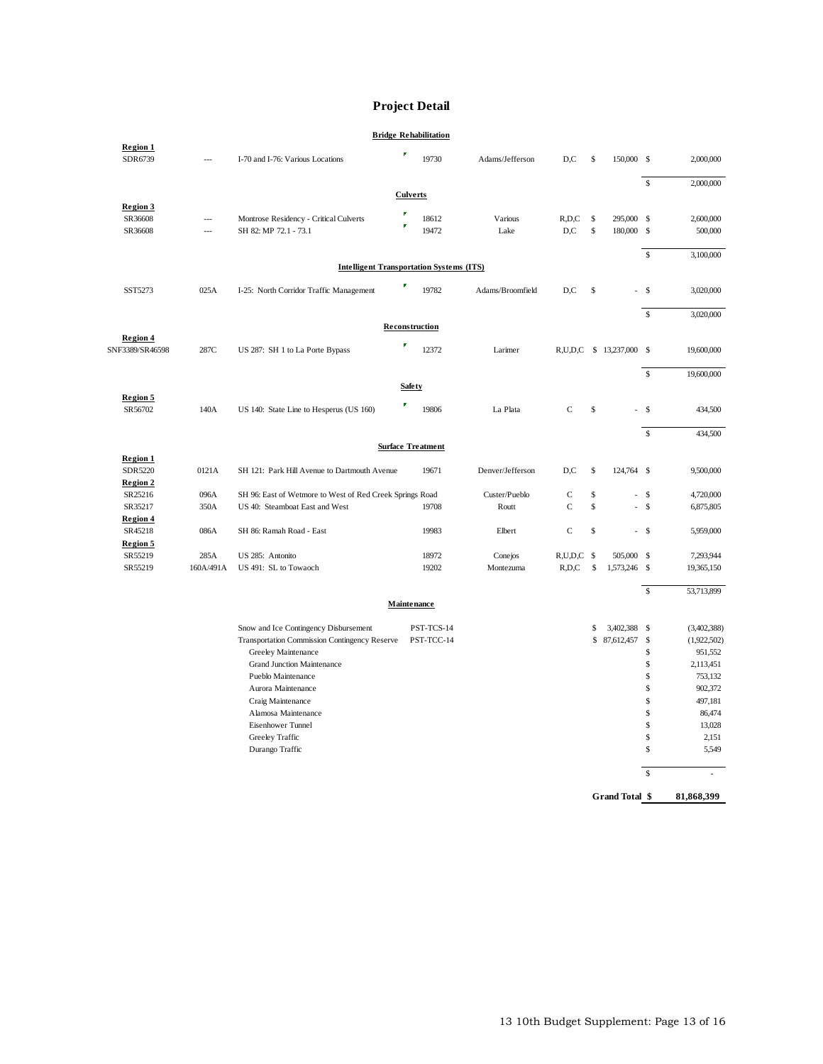# Project Detail

### Bridge Rehabilitation

| | | | | | | | |
|---|---|---|---|---|---|---|---|
| **Region 1** | | | | | | | |
| SDR6739 | --- | I-70 and I-76: Various Locations | 19730 | Adams/Jefferson | D,C | $ 150,000 | $ 2,000,000 |
| | | | | | | | $ 2,000,000 |

### Culverts

| | | | | | | | |
|---|---|---|---|---|---|---|---|
| **Region 3** | | | | | | | |
| SR36608 | --- | Montrose Residency - Critical Culverts | 18612 | Various | R,D,C | $ 295,000 | $ 2,600,000 |
| SR36608 | --- | SH 82: MP 72.1 - 73.1 | 19472 | Lake | D,C | $ 180,000 | $ 500,000 |
| | | | | | | | $ 3,100,000 |

### Intelligent Transportation Systems (ITS)

| | | | | | | | |
|---|---|---|---|---|---|---|---|
| SST5273 | 025A | I-25: North Corridor Traffic Management | 19782 | Adams/Broomfield | D,C | $ - | $ 3,020,000 |
| | | | | | | | $ 3,020,000 |

### Reconstruction

| | | | | | | | |
|---|---|---|---|---|---|---|---|
| **Region 4** | | | | | | | |
| SNF3389/SR46598 | 287C | US 287: SH 1 to La Porte Bypass | 12372 | Larimer | R,U,D,C | $ 13,237,000 | $ 19,600,000 |
| | | | | | | | $ 19,600,000 |

### Safety

| | | | | | | | |
|---|---|---|---|---|---|---|---|
| **Region 5** | | | | | | | |
| SR56702 | 140A | US 140: State Line to Hesperus (US 160) | 19806 | La Plata | C | $ - | $ 434,500 |
| | | | | | | | $ 434,500 |

### Surface Treatment

| | | | | | | | |
|---|---|---|---|---|---|---|---|
| **Region 1** | | | | | | | |
| SDR5220 | 0121A | SH 121: Park Hill Avenue to Dartmouth Avenue | 19671 | Denver/Jefferson | D,C | $ 124,764 | $ 9,500,000 |
| **Region 2** | | | | | | | |
| SR25216 | 096A | SH 96: East of Wetmore to West of Red Creek Springs Road | | Custer/Pueblo | C | $ - | $ 4,720,000 |
| SR35217 | 350A | US 40: Steamboat East and West | 19708 | Routt | C | $ - | $ 6,875,805 |
| **Region 4** | | | | | | | |
| SR45218 | 086A | SH 86: Ramah Road - East | 19983 | Elbert | C | $ - | $ 5,959,000 |
| **Region 5** | | | | | | | |
| SR55219 | 285A | US 285: Antonito | 18972 | Conejos | R,U,D,C | $ 505,000 | $ 7,293,944 |
| SR55219 | 160A/491A | US 491: SL to Towaoch | 19202 | Montezuma | R,D,C | $ 1,573,246 | $ 19,365,150 |
| | | | | | | | $ 53,713,899 |

### Maintenance

| | | | |
|---|---|---|---|
| Snow and Ice Contingency Disbursement | PST-TCS-14 | $ 3,402,388 | $ (3,402,388) |
| Transportation Commission Contingency Reserve | PST-TCC-14 | $ 87,612,457 | $ (1,922,502) |
| Greeley Maintenance | | | $ 951,552 |
| Grand Junction Maintenance | | | $ 2,113,451 |
| Pueblo Maintenance | | | $ 753,132 |
| Aurora Maintenance | | | $ 902,372 |
| Craig Maintenance | | | $ 497,181 |
| Alamosa Maintenance | | | $ 86,474 |
| Eisenhower Tunnel | | | $ 13,028 |
| Greeley Traffic | | | $ 2,151 |
| Durango Traffic | | | $ 5,549 |
| | | | $ - |

**Grand Total $ 81,868,399**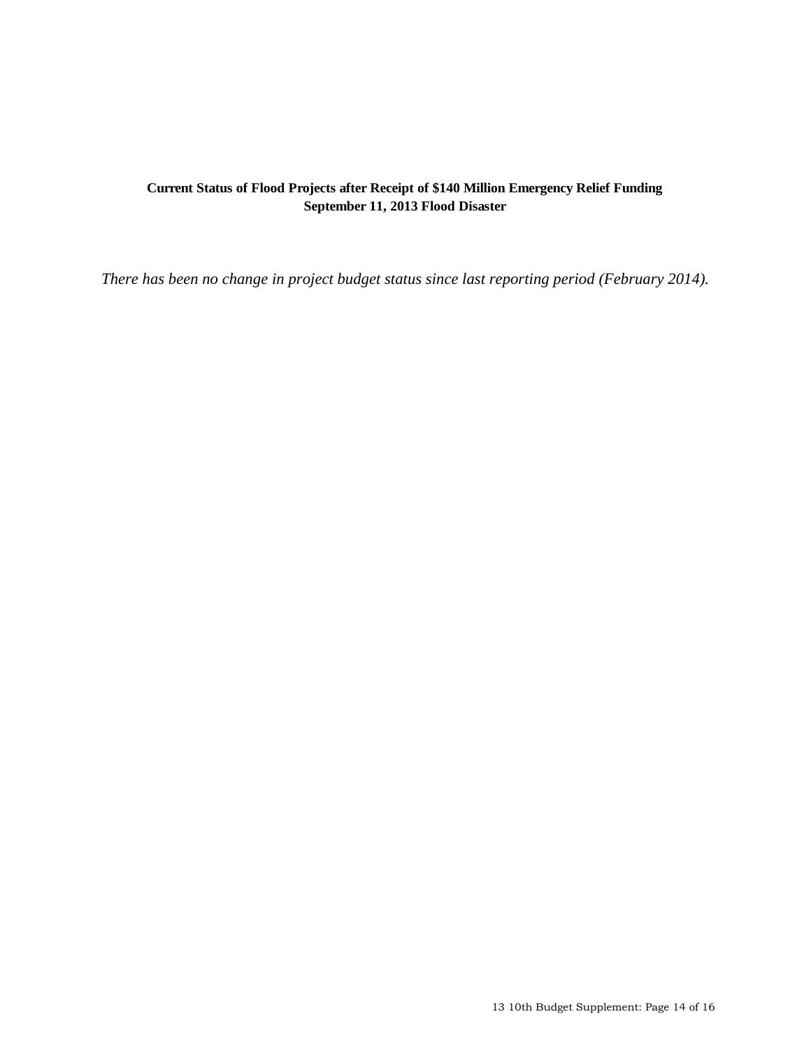**Current Status of Flood Projects after Receipt of $140 Million Emergency Relief Funding**
**September 11, 2013 Flood Disaster**

*There has been no change in project budget status since last reporting period (February 2014).*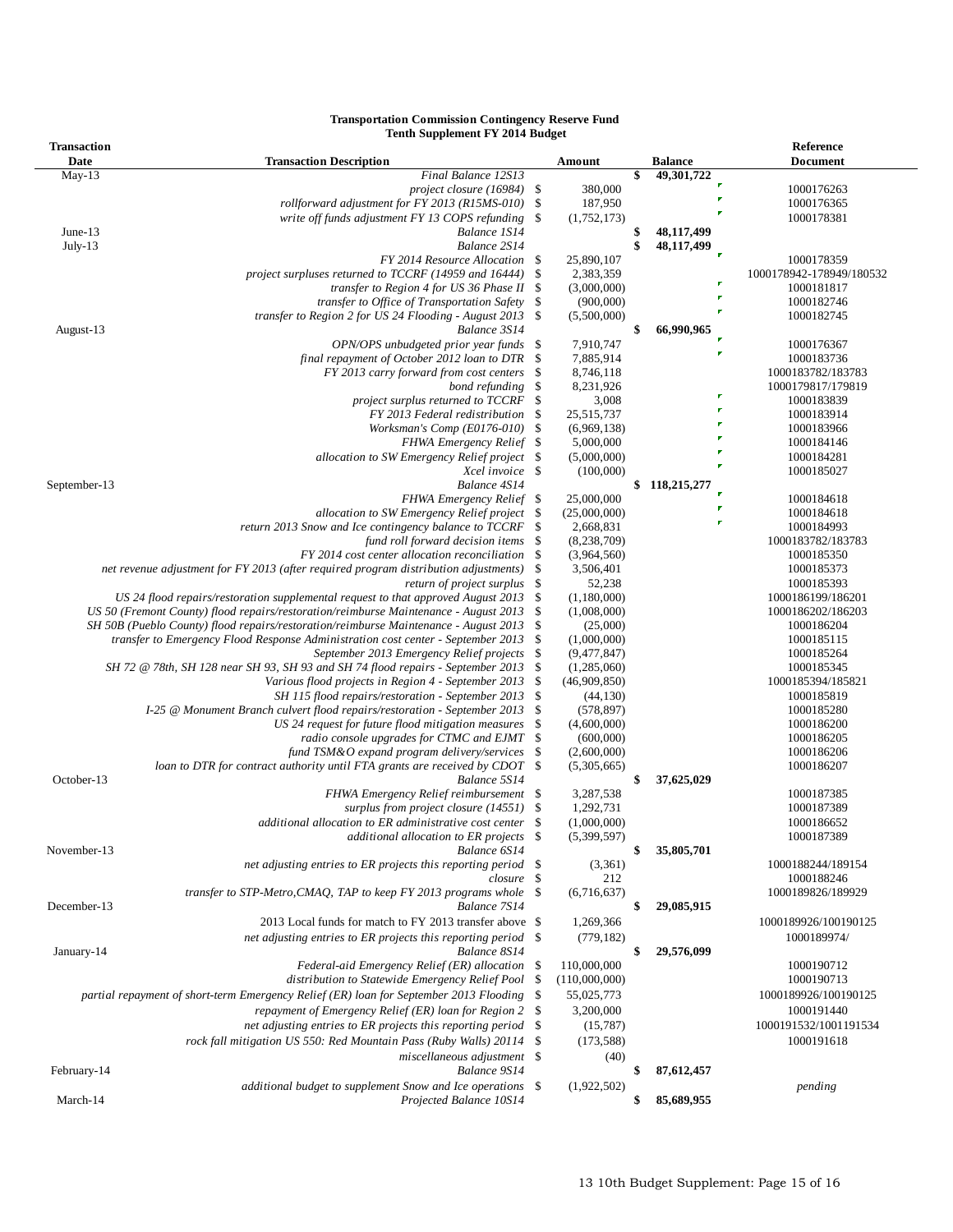**Transportation Commission Contingency Reserve Fund**
**Tenth Supplement FY 2014 Budget**

| Transaction Date | Transaction Description | Amount | Balance | Reference Document |
|---|---|---|---|---|
| May-13 | *Final Balance 12S13* | | $ 49,301,722 | |
| | *project closure (16984)* | $ 380,000 | | 1000176263 |
| | *rollforward adjustment for FY 2013 (R15MS-010)* | $ 187,950 | | 1000176365 |
| | *write off funds adjustment FY 13 COPS refunding* | $ (1,752,173) | | 1000178381 |
| June-13 | *Balance 1S14* | | $ 48,117,499 | |
| July-13 | *Balance 2S14* | | $ 48,117,499 | |
| | *FY 2014 Resource Allocation* | $ 25,890,107 | | 1000178359 |
| | *project surpluses returned to TCCRF (14959 and 16444)* | $ 2,383,359 | | 1000178942-178949/180532 |
| | *transfer to Region 4 for US 36 Phase II* | $ (3,000,000) | | 1000181817 |
| | *transfer to Office of Transportation Safety* | $ (900,000) | | 1000182746 |
| | *transfer to Region 2 for US 24 Flooding - August 2013* | $ (5,500,000) | | 1000182745 |
| August-13 | *Balance 3S14* | | $ 66,990,965 | |
| | *OPN/OPS unbudgeted prior year funds* | $ 7,910,747 | | 1000176367 |
| | *final repayment of October 2012 loan to DTR* | $ 7,885,914 | | 1000183736 |
| | *FY 2013 carry forward from cost centers* | $ 8,746,118 | | 1000183782/183783 |
| | *bond refunding* | $ 8,231,926 | | 1000179817/179819 |
| | *project surplus returned to TCCRF* | $ 3,008 | | 1000183839 |
| | *FY 2013 Federal redistribution* | $ 25,515,737 | | 1000183914 |
| | *Worksman's Comp (E0176-010)* | $ (6,969,138) | | 1000183966 |
| | *FHWA Emergency Relief* | $ 5,000,000 | | 1000184146 |
| | *allocation to SW Emergency Relief project* | $ (5,000,000) | | 1000184281 |
| | *Xcel invoice* | $ (100,000) | | 1000185027 |
| September-13 | *Balance 4S14* | | $ 118,215,277 | |
| | *FHWA Emergency Relief* | $ 25,000,000 | | 1000184618 |
| | *allocation to SW Emergency Relief project* | $ (25,000,000) | | 1000184618 |
| | *return 2013 Snow and Ice contingency balance to TCCRF* | $ 2,668,831 | | 1000184993 |
| | *fund roll forward decision items* | $ (8,238,709) | | 1000183782/183783 |
| | *FY 2014 cost center allocation reconciliation* | $ (3,964,560) | | 1000185350 |
| | *net revenue adjustment for FY 2013 (after required program distribution adjustments)* | $ 3,506,401 | | 1000185373 |
| | *return of project surplus* | $ 52,238 | | 1000185393 |
| | *US 24 flood repairs/restoration supplemental request to that approved August 2013* | $ (1,180,000) | | 1000186199/186201 |
| | *US 50 (Fremont County) flood repairs/restoration/reimburse Maintenance - August 2013* | $ (1,008,000) | | 1000186202/186203 |
| | *SH 50B (Pueblo County) flood repairs/restoration/reimburse Maintenance - August 2013* | $ (25,000) | | 1000186204 |
| | *transfer to Emergency Flood Response Administration cost center - September 2013* | $ (1,000,000) | | 1000185115 |
| | *September 2013 Emergency Relief projects* | $ (9,477,847) | | 1000185264 |
| | *SH 72 @ 78th, SH 128 near SH 93, SH 93 and SH 74 flood repairs - September 2013* | $ (1,285,060) | | 1000185345 |
| | *Various flood projects in Region 4 - September 2013* | $ (46,909,850) | | 1000185394/185821 |
| | *SH 115 flood repairs/restoration - September 2013* | $ (44,130) | | 1000185819 |
| | *I-25 @ Monument Branch culvert flood repairs/restoration - September 2013* | $ (578,897) | | 1000185280 |
| | *US 24 request for future flood mitigation measures* | $ (4,600,000) | | 1000186200 |
| | *radio console upgrades for CTMC and EJMT* | $ (600,000) | | 1000186205 |
| | *fund TSM&O expand program delivery/services* | $ (2,600,000) | | 1000186206 |
| | *loan to DTR for contract authority until FTA grants are received by CDOT* | $ (5,305,665) | | 1000186207 |
| October-13 | *Balance 5S14* | | $ 37,625,029 | |
| | *FHWA Emergency Relief reimbursement* | $ 3,287,538 | | 1000187385 |
| | *surplus from project closure (14551)* | $ 1,292,731 | | 1000187389 |
| | *additional allocation to ER administrative cost center* | $ (1,000,000) | | 1000186652 |
| | *additional allocation to ER projects* | $ (5,399,597) | | 1000187389 |
| November-13 | *Balance 6S14* | | $ 35,805,701 | |
| | *net adjusting entries to ER projects this reporting period* | $ (3,361) | | 1000188244/189154 |
| | *closure* | $ 212 | | 1000188246 |
| | *transfer to STP-Metro,CMAQ, TAP to keep FY 2013 programs whole* | $ (6,716,637) | | 1000189826/189929 |
| December-13 | *Balance 7S14* | | $ 29,085,915 | |
| | 2013 Local funds for match to FY 2013 transfer above | $ 1,269,366 | | 1000189926/100190125 |
| | *net adjusting entries to ER projects this reporting period* | $ (779,182) | | 1000189974/ |
| January-14 | *Balance 8S14* | | $ 29,576,099 | |
| | *Federal-aid Emergency Relief (ER) allocation* | $ 110,000,000 | | 1000190712 |
| | *distribution to Statewide Emergency Relief Pool* | $ (110,000,000) | | 1000190713 |
| | *partial repayment of short-term Emergency Relief (ER) loan for September 2013 Flooding* | $ 55,025,773 | | 1000189926/100190125 |
| | *repayment of Emergency Relief (ER) loan for Region 2* | $ 3,200,000 | | 1000191440 |
| | *net adjusting entries to ER projects this reporting period* | $ (15,787) | | 1000191532/1001191534 |
| | *rock fall mitigation US 550: Red Mountain Pass (Ruby Walls) 20114* | $ (173,588) | | 1000191618 |
| | *miscellaneous adjustment* | $ (40) | | |
| February-14 | *Balance 9S14* | | $ 87,612,457 | |
| | *additional budget to supplement Snow and Ice operations* | $ (1,922,502) | | *pending* |
| March-14 | *Projected Balance 10S14* | | $ 85,689,955 | |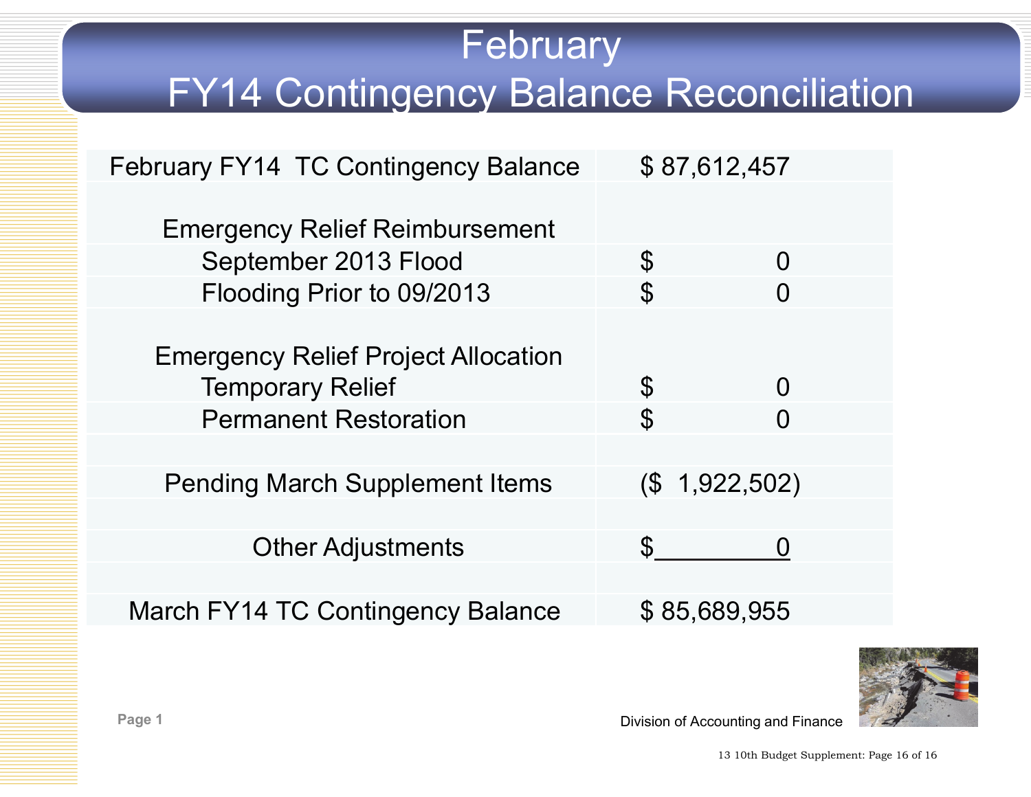# February
# FY14 Contingency Balance Reconciliation

| | |
|---|---|
| February FY14 TC Contingency Balance | $ 87,612,457 |
| | |
| Emergency Relief Reimbursement | |
| September 2013 Flood | $ 0 |
| Flooding Prior to 09/2013 | $ 0 |
| | |
| Emergency Relief Project Allocation | |
| Temporary Relief | $ 0 |
| Permanent Restoration | $ 0 |
| | |
| Pending March Supplement Items | ($ 1,922,502) |
| | |
| Other Adjustments | $ 0 |
| | |
| March FY14 TC Contingency Balance | $ 85,689,955 |

Division of Accounting and Finance